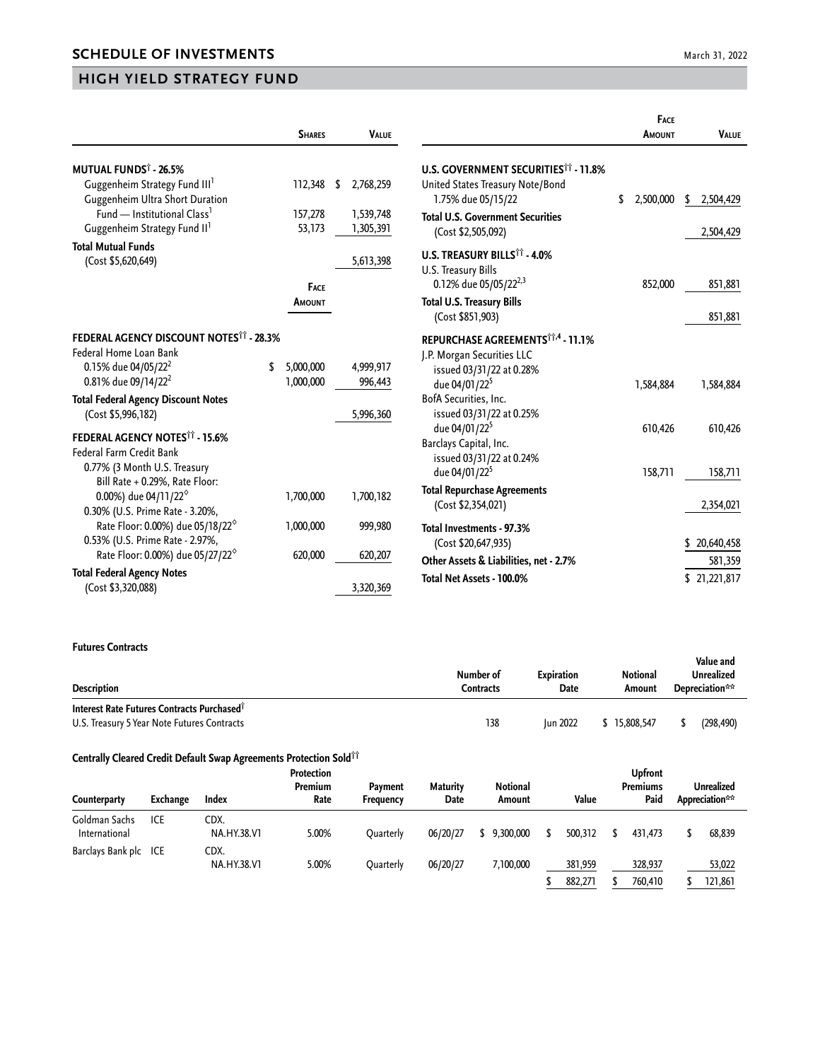# SCHEDULE OF INVESTMENTS

March 31, 2022

## HIGH YIELD STRATEGY FUND

| | Shares | Value |
|---|---|---|
| **MUTUAL FUNDS† - 26.5%** | | |
| Guggenheim Strategy Fund III[1] | 112,348 | $ 2,768,259 |
| Guggenheim Ultra Short Duration Fund — Institutional Class[1] | 157,278 | 1,539,748 |
| Guggenheim Strategy Fund II[1] | 53,173 | 1,305,391 |
| **Total Mutual Funds** (Cost $5,620,649) | | 5,613,398 |

| | Face Amount | Value |
|---|---|---|
| **FEDERAL AGENCY DISCOUNT NOTES†† - 28.3%** | | |
| Federal Home Loan Bank | | |
| 0.15% due 04/05/22[2] | $ 5,000,000 | 4,999,917 |
| 0.81% due 09/14/22[2] | 1,000,000 | 996,443 |
| **Total Federal Agency Discount Notes** (Cost $5,996,182) | | 5,996,360 |
| **FEDERAL AGENCY NOTES†† - 15.6%** | | |
| Federal Farm Credit Bank | | |
| 0.77% (3 Month U.S. Treasury Bill Rate + 0.29%, Rate Floor: 0.00%) due 04/11/22◊ | 1,700,000 | 1,700,182 |
| 0.30% (U.S. Prime Rate - 3.20%, Rate Floor: 0.00%) due 05/18/22◊ | 1,000,000 | 999,980 |
| 0.53% (U.S. Prime Rate - 2.97%, Rate Floor: 0.00%) due 05/27/22◊ | 620,000 | 620,207 |
| **Total Federal Agency Notes** (Cost $3,320,088) | | 3,320,369 |
| **U.S. GOVERNMENT SECURITIES†† - 11.8%** | | |
| United States Treasury Note/Bond 1.75% due 05/15/22 | $ 2,500,000 | $ 2,504,429 |
| **Total U.S. Government Securities** (Cost $2,505,092) | | 2,504,429 |
| **U.S. TREASURY BILLS†† - 4.0%** | | |
| U.S. Treasury Bills 0.12% due 05/05/22[2,3] | 852,000 | 851,881 |
| **Total U.S. Treasury Bills** (Cost $851,903) | | 851,881 |
| **REPURCHASE AGREEMENTS††,4 - 11.1%** | | |
| J.P. Morgan Securities LLC issued 03/31/22 at 0.28% due 04/01/22[5] | 1,584,884 | 1,584,884 |
| BofA Securities, Inc. issued 03/31/22 at 0.25% due 04/01/22[5] | 610,426 | 610,426 |
| Barclays Capital, Inc. issued 03/31/22 at 0.24% due 04/01/22[5] | 158,711 | 158,711 |
| **Total Repurchase Agreements** (Cost $2,354,021) | | 2,354,021 |
| **Total Investments - 97.3%** (Cost $20,647,935) | | $ 20,640,458 |
| **Other Assets & Liabilities, net - 2.7%** | | 581,359 |
| **Total Net Assets - 100.0%** | | $ 21,221,817 |

**Futures Contracts**

| Description | Number of Contracts | Expiration Date | Notional Amount | Value and Unrealized Depreciation** |
|---|---|---|---|---|
| **Interest Rate Futures Contracts Purchased†** | | | | |
| U.S. Treasury 5 Year Note Futures Contracts | 138 | Jun 2022 | $ 15,808,547 | $ (298,490) |

**Centrally Cleared Credit Default Swap Agreements Protection Sold††**

| Counterparty | Exchange | Index | Protection Premium Rate | Payment Frequency | Maturity Date | Notional Amount | Value | Upfront Premiums Paid | Unrealized Appreciation** |
|---|---|---|---|---|---|---|---|---|---|
| Goldman Sachs International | ICE | CDX. NA.HY.38.V1 | 5.00% | Quarterly | 06/20/27 | $ 9,300,000 | $ 500,312 | $ 431,473 | $ 68,839 |
| Barclays Bank plc | ICE | CDX. NA.HY.38.V1 | 5.00% | Quarterly | 06/20/27 | 7,100,000 | 381,959 | 328,937 | 53,022 |
| | | | | | | | $ 882,271 | $ 760,410 | $ 121,861 |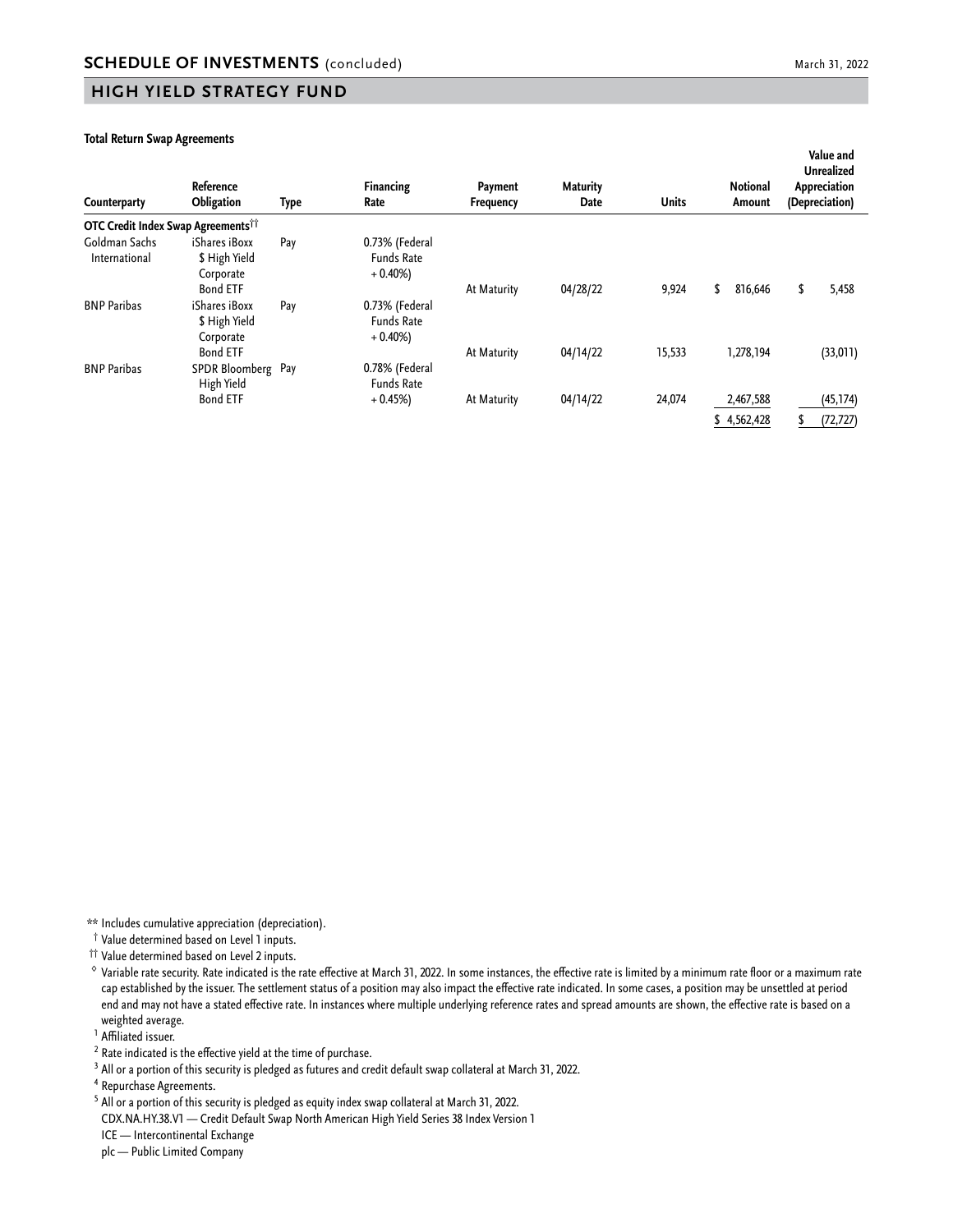## SCHEDULE OF INVESTMENTS (concluded)

March 31, 2022

## HIGH YIELD STRATEGY FUND

**Total Return Swap Agreements**

| Counterparty | Reference Obligation | Type | Financing Rate | Payment Frequency | Maturity Date | Units | Notional Amount | Value and Unrealized Appreciation (Depreciation) |
|---|---|---|---|---|---|---|---|---|
| **OTC Credit Index Swap Agreements**[††] | | | | | | | | |
| Goldman Sachs International | iShares iBoxx $ High Yield Corporate Bond ETF | Pay | 0.73% (Federal Funds Rate + 0.40%) | At Maturity | 04/28/22 | 9,924 | $ 816,646 | $ 5,458 |
| BNP Paribas | iShares iBoxx $ High Yield Corporate Bond ETF | Pay | 0.73% (Federal Funds Rate + 0.40%) | At Maturity | 04/14/22 | 15,533 | 1,278,194 | (33,011) |
| BNP Paribas | SPDR Bloomberg High Yield Bond ETF | Pay | 0.78% (Federal Funds Rate + 0.45%) | At Maturity | 04/14/22 | 24,074 | 2,467,588 | (45,174) |
| | | | | | | | $ 4,562,428 | $ (72,727) |

** Includes cumulative appreciation (depreciation).

† Value determined based on Level 1 inputs.

†† Value determined based on Level 2 inputs.

◊ Variable rate security. Rate indicated is the rate effective at March 31, 2022. In some instances, the effective rate is limited by a minimum rate floor or a maximum rate cap established by the issuer. The settlement status of a position may also impact the effective rate indicated. In some cases, a position may be unsettled at period end and may not have a stated effective rate. In instances where multiple underlying reference rates and spread amounts are shown, the effective rate is based on a weighted average.

[1] Affiliated issuer.

[2] Rate indicated is the effective yield at the time of purchase.

[3] All or a portion of this security is pledged as futures and credit default swap collateral at March 31, 2022.

[4] Repurchase Agreements.

[5] All or a portion of this security is pledged as equity index swap collateral at March 31, 2022.

CDX.NA.HY.38.V1 — Credit Default Swap North American High Yield Series 38 Index Version 1

ICE — Intercontinental Exchange

plc — Public Limited Company